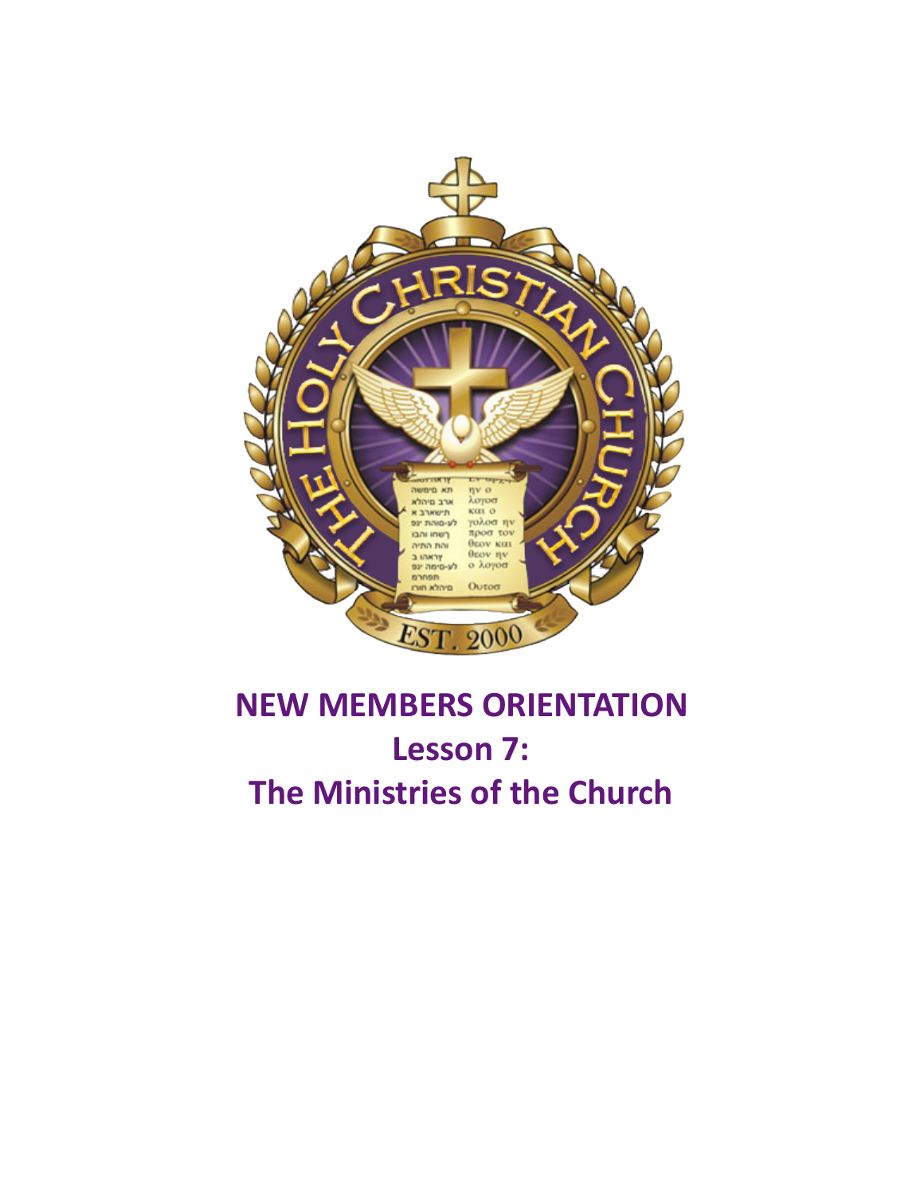# NEW MEMBERS ORIENTATION

## Lesson 7:

## The Ministries of the Church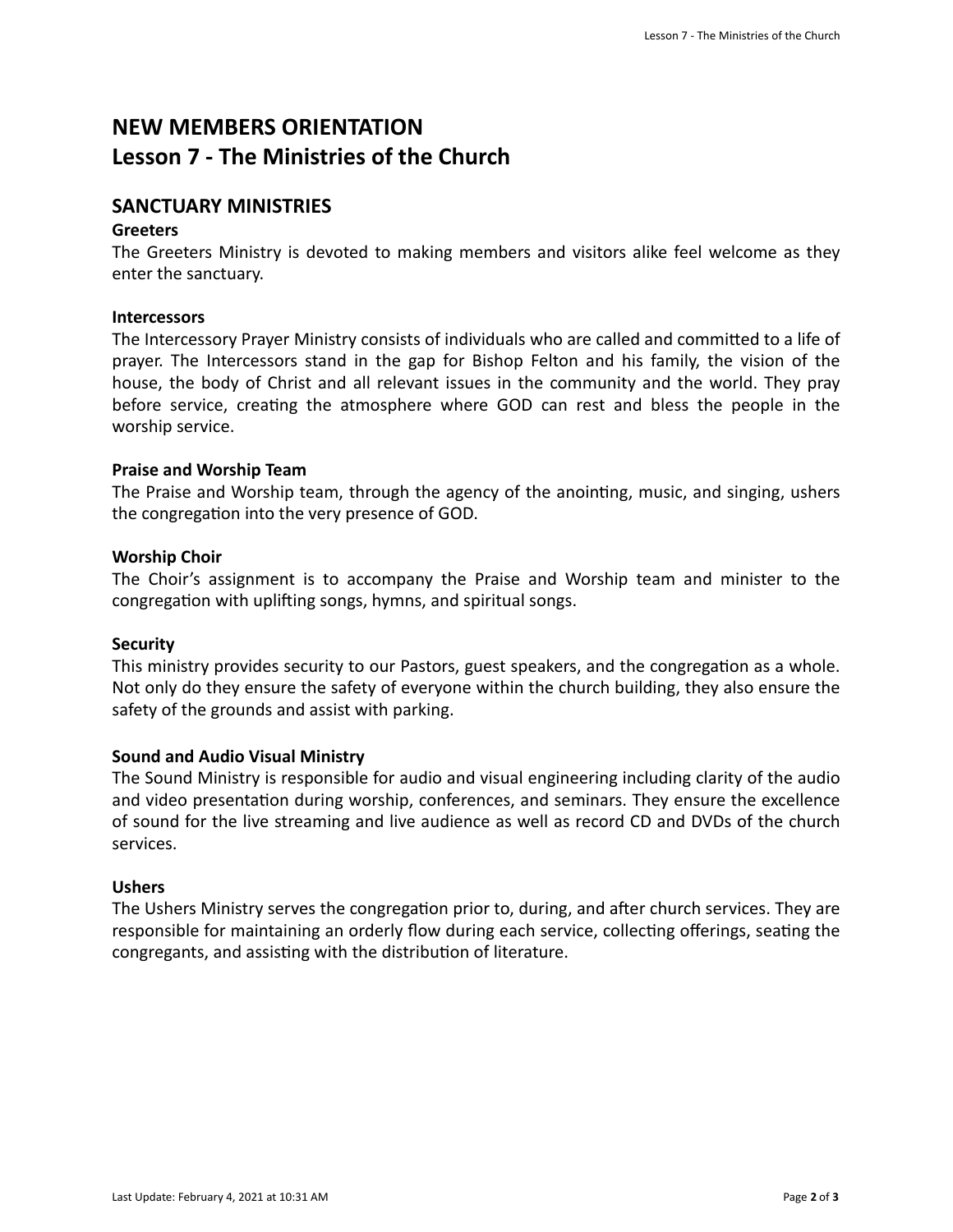# NEW MEMBERS ORIENTATION
# Lesson 7 - The Ministries of the Church

## SANCTUARY MINISTRIES

### Greeters

The Greeters Ministry is devoted to making members and visitors alike feel welcome as they enter the sanctuary.

### Intercessors

The Intercessory Prayer Ministry consists of individuals who are called and committed to a life of prayer. The Intercessors stand in the gap for Bishop Felton and his family, the vision of the house, the body of Christ and all relevant issues in the community and the world. They pray before service, creating the atmosphere where GOD can rest and bless the people in the worship service.

### Praise and Worship Team

The Praise and Worship team, through the agency of the anointing, music, and singing, ushers the congregation into the very presence of GOD.

### Worship Choir

The Choir's assignment is to accompany the Praise and Worship team and minister to the congregation with uplifting songs, hymns, and spiritual songs.

### Security

This ministry provides security to our Pastors, guest speakers, and the congregation as a whole. Not only do they ensure the safety of everyone within the church building, they also ensure the safety of the grounds and assist with parking.

### Sound and Audio Visual Ministry

The Sound Ministry is responsible for audio and visual engineering including clarity of the audio and video presentation during worship, conferences, and seminars. They ensure the excellence of sound for the live streaming and live audience as well as record CD and DVDs of the church services.

### Ushers

The Ushers Ministry serves the congregation prior to, during, and after church services. They are responsible for maintaining an orderly flow during each service, collecting offerings, seating the congregants, and assisting with the distribution of literature.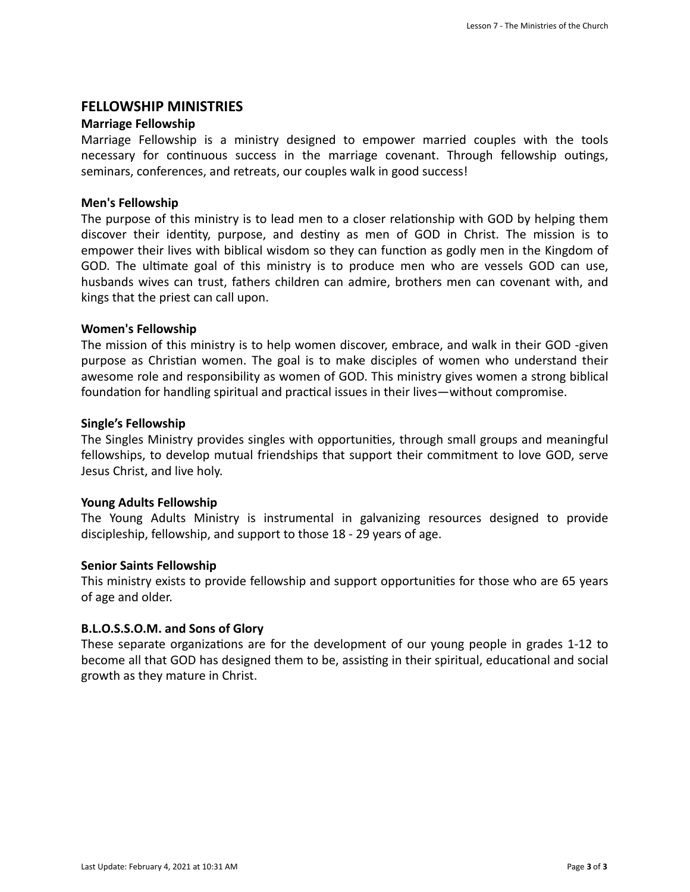## FELLOWSHIP MINISTRIES

### Marriage Fellowship

Marriage Fellowship is a ministry designed to empower married couples with the tools necessary for continuous success in the marriage covenant. Through fellowship outings, seminars, conferences, and retreats, our couples walk in good success!

### Men's Fellowship

The purpose of this ministry is to lead men to a closer relationship with GOD by helping them discover their identity, purpose, and destiny as men of GOD in Christ. The mission is to empower their lives with biblical wisdom so they can function as godly men in the Kingdom of GOD. The ultimate goal of this ministry is to produce men who are vessels GOD can use, husbands wives can trust, fathers children can admire, brothers men can covenant with, and kings that the priest can call upon.

### Women's Fellowship

The mission of this ministry is to help women discover, embrace, and walk in their GOD -given purpose as Christian women. The goal is to make disciples of women who understand their awesome role and responsibility as women of GOD. This ministry gives women a strong biblical foundation for handling spiritual and practical issues in their lives—without compromise.

### Single's Fellowship

The Singles Ministry provides singles with opportunities, through small groups and meaningful fellowships, to develop mutual friendships that support their commitment to love GOD, serve Jesus Christ, and live holy.

### Young Adults Fellowship

The Young Adults Ministry is instrumental in galvanizing resources designed to provide discipleship, fellowship, and support to those 18 - 29 years of age.

### Senior Saints Fellowship

This ministry exists to provide fellowship and support opportunities for those who are 65 years of age and older.

### B.L.O.S.S.O.M. and Sons of Glory

These separate organizations are for the development of our young people in grades 1-12 to become all that GOD has designed them to be, assisting in their spiritual, educational and social growth as they mature in Christ.